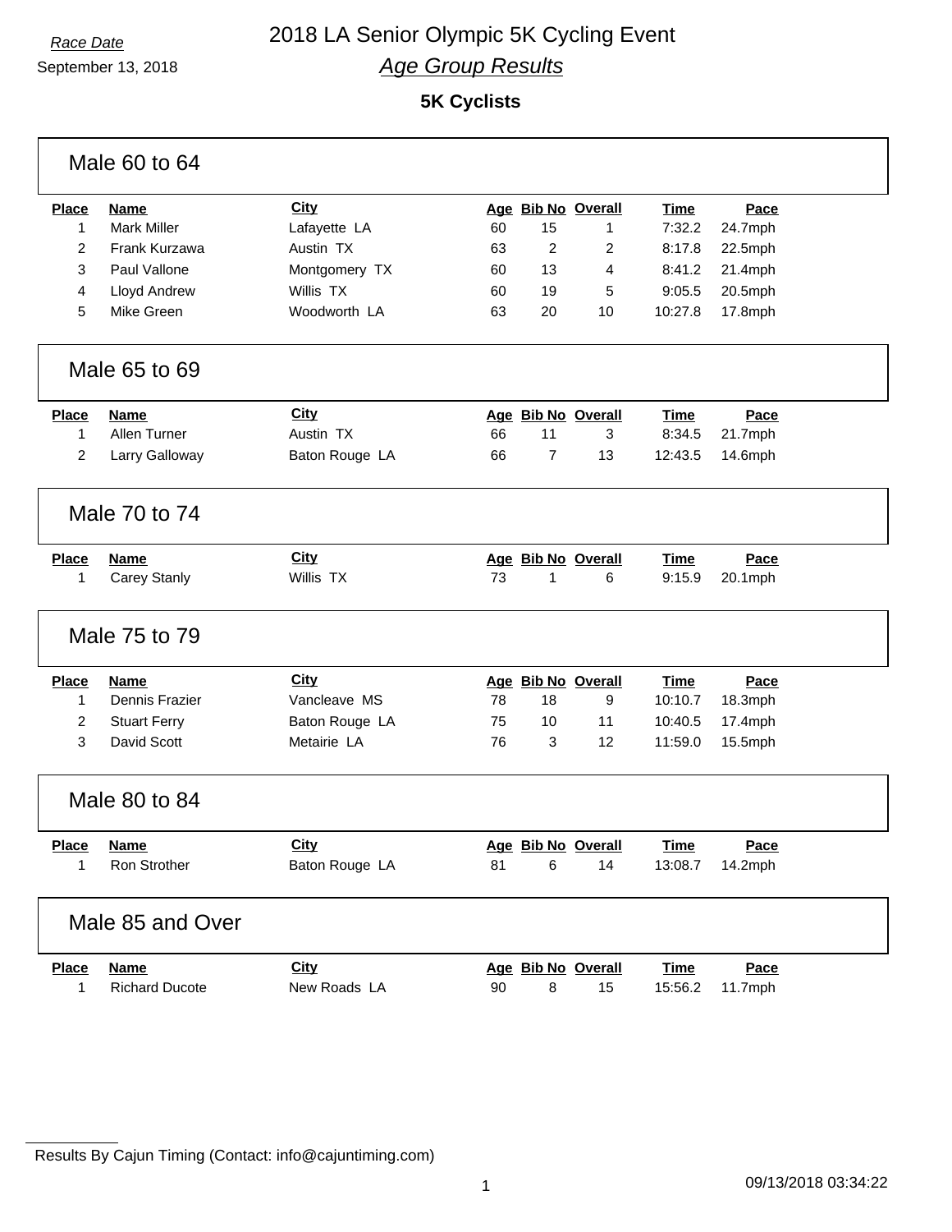*Race Date*

September 13, 2018

# 2018 LA Senior Olympic 5K Cycling Event

## *Age Group Results*

### 5K Cyclists

### Male 60 to 64

| Place | Name | City | Age | Bib No | Overall | Time | Pace |
|---|---|---|---|---|---|---|---|
| 1 | Mark Miller | Lafayette LA | 60 | 15 | 1 | 7:32.2 | 24.7mph |
| 2 | Frank Kurzawa | Austin TX | 63 | 2 | 2 | 8:17.8 | 22.5mph |
| 3 | Paul Vallone | Montgomery TX | 60 | 13 | 4 | 8:41.2 | 21.4mph |
| 4 | Lloyd Andrew | Willis TX | 60 | 19 | 5 | 9:05.5 | 20.5mph |
| 5 | Mike Green | Woodworth LA | 63 | 20 | 10 | 10:27.8 | 17.8mph |

### Male 65 to 69

| Place | Name | City | Age | Bib No | Overall | Time | Pace |
|---|---|---|---|---|---|---|---|
| 1 | Allen Turner | Austin TX | 66 | 11 | 3 | 8:34.5 | 21.7mph |
| 2 | Larry Galloway | Baton Rouge LA | 66 | 7 | 13 | 12:43.5 | 14.6mph |

### Male 70 to 74

| Place | Name | City | Age | Bib No | Overall | Time | Pace |
|---|---|---|---|---|---|---|---|
| 1 | Carey Stanly | Willis TX | 73 | 1 | 6 | 9:15.9 | 20.1mph |

### Male 75 to 79

| Place | Name | City | Age | Bib No | Overall | Time | Pace |
|---|---|---|---|---|---|---|---|
| 1 | Dennis Frazier | Vancleave MS | 78 | 18 | 9 | 10:10.7 | 18.3mph |
| 2 | Stuart Ferry | Baton Rouge LA | 75 | 10 | 11 | 10:40.5 | 17.4mph |
| 3 | David Scott | Metairie LA | 76 | 3 | 12 | 11:59.0 | 15.5mph |

### Male 80 to 84

| Place | Name | City | Age | Bib No | Overall | Time | Pace |
|---|---|---|---|---|---|---|---|
| 1 | Ron Strother | Baton Rouge LA | 81 | 6 | 14 | 13:08.7 | 14.2mph |

### Male 85 and Over

| Place | Name | City | Age | Bib No | Overall | Time | Pace |
|---|---|---|---|---|---|---|---|
| 1 | Richard Ducote | New Roads LA | 90 | 8 | 15 | 15:56.2 | 11.7mph |

Results By Cajun Timing (Contact: info@cajuntiming.com)

09/13/2018 03:34:22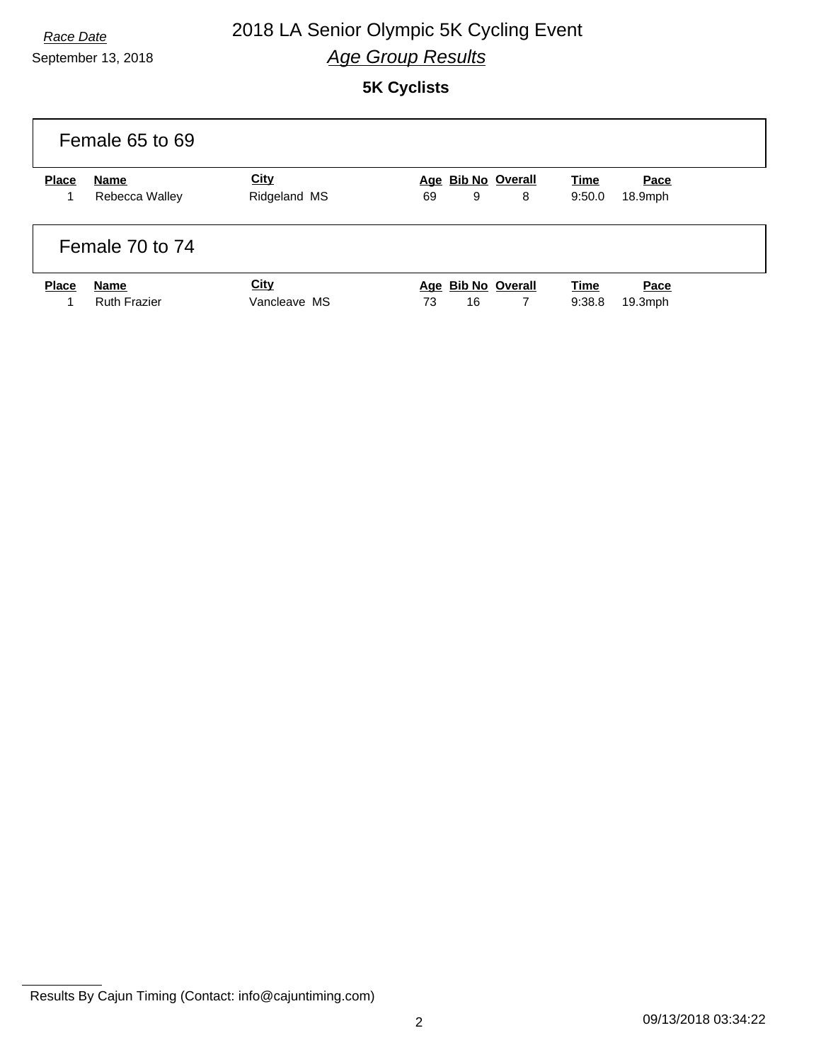*Race Date*

September 13, 2018

# 2018 LA Senior Olympic 5K Cycling Event

## *Age Group Results*

### 5K Cyclists

#### Female 65 to 69

| Place | Name | City | Age | Bib No | Overall | Time | Pace |
|---|---|---|---|---|---|---|---|
| 1 | Rebecca Walley | Ridgeland MS | 69 | 9 | 8 | 9:50.0 | 18.9mph |

#### Female 70 to 74

| Place | Name | City | Age | Bib No | Overall | Time | Pace |
|---|---|---|---|---|---|---|---|
| 1 | Ruth Frazier | Vancleave MS | 73 | 16 | 7 | 9:38.8 | 19.3mph |

Results By Cajun Timing (Contact: info@cajuntiming.com)

09/13/2018 03:34:22